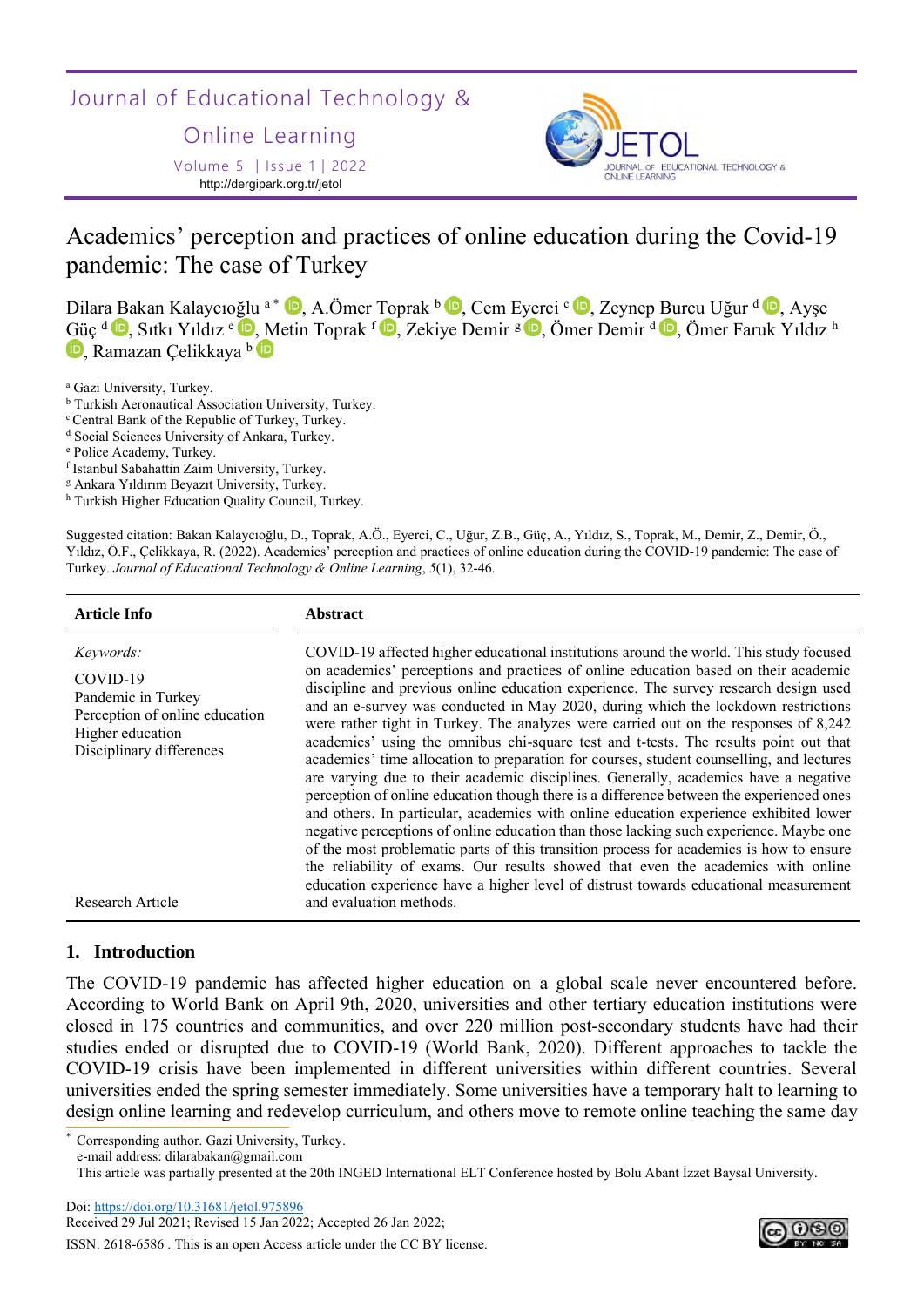# Academics' perception and practices of online education during the Covid-19 pandemic: The case of Turkey

Dilara Bakan Kalaycıoğlu [a*], A.Ömer Toprak [b], Cem Eyerci [c], Zeynep Burcu Uğur [d], Ayşe Güç [d], Sıtkı Yıldız [e], Metin Toprak [f], Zekiye Demir [g], Ömer Demir [d], Ömer Faruk Yıldız [h], Ramazan Çelikkaya [b]

[a] Gazi University, Turkey.
[b] Turkish Aeronautical Association University, Turkey.
[c] Central Bank of the Republic of Turkey, Turkey.
[d] Social Sciences University of Ankara, Turkey.
[e] Police Academy, Turkey.
[f] Istanbul Sabahattin Zaim University, Turkey.
[g] Ankara Yıldırım Beyazıt University, Turkey.
[h] Turkish Higher Education Quality Council, Turkey.

Suggested citation: Bakan Kalaycıoğlu, D., Toprak, A.Ö., Eyerci, C., Uğur, Z.B., Güç, A., Yıldız, S., Toprak, M., Demir, Z., Demir, Ö., Yıldız, Ö.F., Çelikkaya, R. (2022). Academics' perception and practices of online education during the COVID-19 pandemic: The case of Turkey. *Journal of Educational Technology & Online Learning*, *5*(1), 32-46.

| Article Info | Abstract |
|---|---|
| *Keywords:* COVID-19; Pandemic in Turkey; Perception of online education; Higher education; Disciplinary differences. Research Article | COVID-19 affected higher educational institutions around the world. This study focused on academics' perceptions and practices of online education based on their academic discipline and previous online education experience. The survey research design used and an e-survey was conducted in May 2020, during which the lockdown restrictions were rather tight in Turkey. The analyzes were carried out on the responses of 8,242 academics' using the omnibus chi-square test and t-tests. The results point out that academics' time allocation to preparation for courses, student counselling, and lectures are varying due to their academic disciplines. Generally, academics have a negative perception of online education though there is a difference between the experienced ones and others. In particular, academics with online education experience exhibited lower negative perceptions of online education than those lacking such experience. Maybe one of the most problematic parts of this transition process for academics is how to ensure the reliability of exams. Our results showed that even the academics with online education experience have a higher level of distrust towards educational measurement and evaluation methods. |

## 1. Introduction

The COVID-19 pandemic has affected higher education on a global scale never encountered before. According to World Bank on April 9th, 2020, universities and other tertiary education institutions were closed in 175 countries and communities, and over 220 million post-secondary students have had their studies ended or disrupted due to COVID-19 (World Bank, 2020). Different approaches to tackle the COVID-19 crisis have been implemented in different universities within different countries. Several universities ended the spring semester immediately. Some universities have a temporary halt to learning to design online learning and redevelop curriculum, and others move to remote online teaching the same day

[*] Corresponding author. Gazi University, Turkey.
e-mail address: dilarabakan@gmail.com
This article was partially presented at the 20th INGED International ELT Conference hosted by Bolu Abant İzzet Baysal University.

Doi: https://doi.org/10.31681/jetol.975896
Received 29 Jul 2021; Revised 15 Jan 2022; Accepted 26 Jan 2022;
ISSN: 2618-6586 . This is an open Access article under the CC BY license.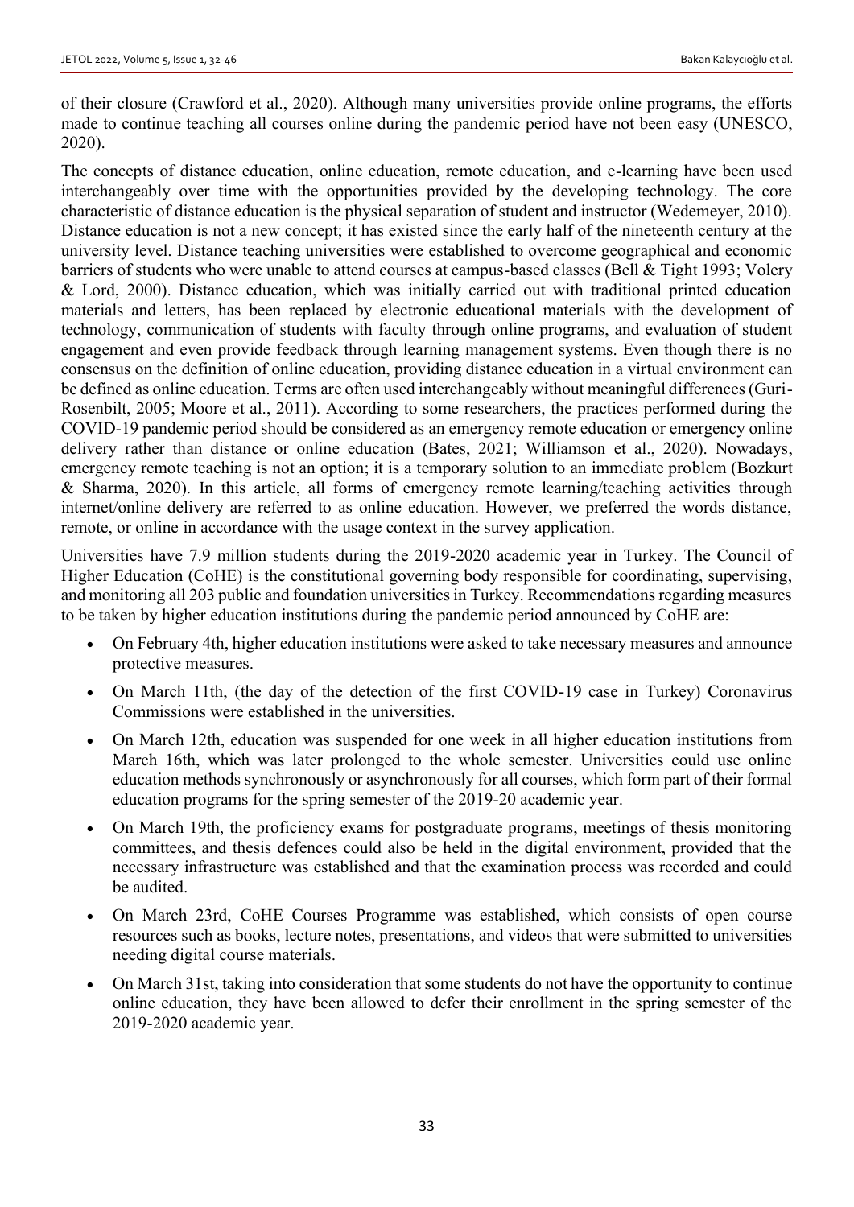of their closure (Crawford et al., 2020). Although many universities provide online programs, the efforts made to continue teaching all courses online during the pandemic period have not been easy (UNESCO, 2020).

The concepts of distance education, online education, remote education, and e-learning have been used interchangeably over time with the opportunities provided by the developing technology. The core characteristic of distance education is the physical separation of student and instructor (Wedemeyer, 2010). Distance education is not a new concept; it has existed since the early half of the nineteenth century at the university level. Distance teaching universities were established to overcome geographical and economic barriers of students who were unable to attend courses at campus-based classes (Bell & Tight 1993; Volery & Lord, 2000). Distance education, which was initially carried out with traditional printed education materials and letters, has been replaced by electronic educational materials with the development of technology, communication of students with faculty through online programs, and evaluation of student engagement and even provide feedback through learning management systems. Even though there is no consensus on the definition of online education, providing distance education in a virtual environment can be defined as online education. Terms are often used interchangeably without meaningful differences (Guri-Rosenbilt, 2005; Moore et al., 2011). According to some researchers, the practices performed during the COVID-19 pandemic period should be considered as an emergency remote education or emergency online delivery rather than distance or online education (Bates, 2021; Williamson et al., 2020). Nowadays, emergency remote teaching is not an option; it is a temporary solution to an immediate problem (Bozkurt & Sharma, 2020). In this article, all forms of emergency remote learning/teaching activities through internet/online delivery are referred to as online education. However, we preferred the words distance, remote, or online in accordance with the usage context in the survey application.

Universities have 7.9 million students during the 2019-2020 academic year in Turkey. The Council of Higher Education (CoHE) is the constitutional governing body responsible for coordinating, supervising, and monitoring all 203 public and foundation universities in Turkey. Recommendations regarding measures to be taken by higher education institutions during the pandemic period announced by CoHE are:

- On February 4th, higher education institutions were asked to take necessary measures and announce protective measures.
- On March 11th, (the day of the detection of the first COVID-19 case in Turkey) Coronavirus Commissions were established in the universities.
- On March 12th, education was suspended for one week in all higher education institutions from March 16th, which was later prolonged to the whole semester. Universities could use online education methods synchronously or asynchronously for all courses, which form part of their formal education programs for the spring semester of the 2019-20 academic year.
- On March 19th, the proficiency exams for postgraduate programs, meetings of thesis monitoring committees, and thesis defences could also be held in the digital environment, provided that the necessary infrastructure was established and that the examination process was recorded and could be audited.
- On March 23rd, CoHE Courses Programme was established, which consists of open course resources such as books, lecture notes, presentations, and videos that were submitted to universities needing digital course materials.
- On March 31st, taking into consideration that some students do not have the opportunity to continue online education, they have been allowed to defer their enrollment in the spring semester of the 2019-2020 academic year.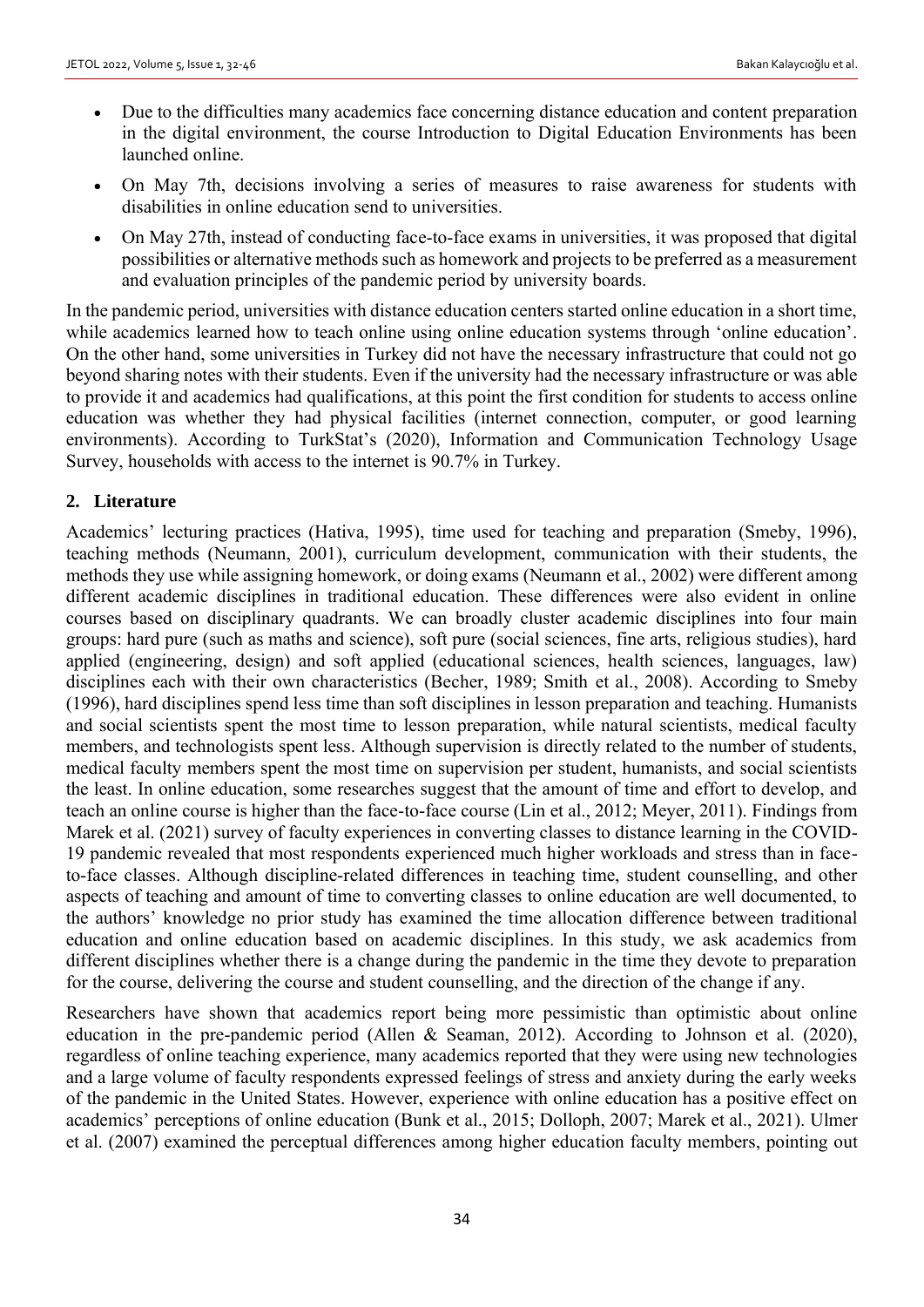- Due to the difficulties many academics face concerning distance education and content preparation in the digital environment, the course Introduction to Digital Education Environments has been launched online.
- On May 7th, decisions involving a series of measures to raise awareness for students with disabilities in online education send to universities.
- On May 27th, instead of conducting face-to-face exams in universities, it was proposed that digital possibilities or alternative methods such as homework and projects to be preferred as a measurement and evaluation principles of the pandemic period by university boards.

In the pandemic period, universities with distance education centers started online education in a short time, while academics learned how to teach online using online education systems through 'online education'. On the other hand, some universities in Turkey did not have the necessary infrastructure that could not go beyond sharing notes with their students. Even if the university had the necessary infrastructure or was able to provide it and academics had qualifications, at this point the first condition for students to access online education was whether they had physical facilities (internet connection, computer, or good learning environments). According to TurkStat's (2020), Information and Communication Technology Usage Survey, households with access to the internet is 90.7% in Turkey.

## 2. Literature

Academics' lecturing practices (Hativa, 1995), time used for teaching and preparation (Smeby, 1996), teaching methods (Neumann, 2001), curriculum development, communication with their students, the methods they use while assigning homework, or doing exams (Neumann et al., 2002) were different among different academic disciplines in traditional education. These differences were also evident in online courses based on disciplinary quadrants. We can broadly cluster academic disciplines into four main groups: hard pure (such as maths and science), soft pure (social sciences, fine arts, religious studies), hard applied (engineering, design) and soft applied (educational sciences, health sciences, languages, law) disciplines each with their own characteristics (Becher, 1989; Smith et al., 2008). According to Smeby (1996), hard disciplines spend less time than soft disciplines in lesson preparation and teaching. Humanists and social scientists spent the most time to lesson preparation, while natural scientists, medical faculty members, and technologists spent less. Although supervision is directly related to the number of students, medical faculty members spent the most time on supervision per student, humanists, and social scientists the least. In online education, some researches suggest that the amount of time and effort to develop, and teach an online course is higher than the face-to-face course (Lin et al., 2012; Meyer, 2011). Findings from Marek et al. (2021) survey of faculty experiences in converting classes to distance learning in the COVID-19 pandemic revealed that most respondents experienced much higher workloads and stress than in face-to-face classes. Although discipline-related differences in teaching time, student counselling, and other aspects of teaching and amount of time to converting classes to online education are well documented, to the authors' knowledge no prior study has examined the time allocation difference between traditional education and online education based on academic disciplines. In this study, we ask academics from different disciplines whether there is a change during the pandemic in the time they devote to preparation for the course, delivering the course and student counselling, and the direction of the change if any.

Researchers have shown that academics report being more pessimistic than optimistic about online education in the pre-pandemic period (Allen & Seaman, 2012). According to Johnson et al. (2020), regardless of online teaching experience, many academics reported that they were using new technologies and a large volume of faculty respondents expressed feelings of stress and anxiety during the early weeks of the pandemic in the United States. However, experience with online education has a positive effect on academics' perceptions of online education (Bunk et al., 2015; Dolloph, 2007; Marek et al., 2021). Ulmer et al. (2007) examined the perceptual differences among higher education faculty members, pointing out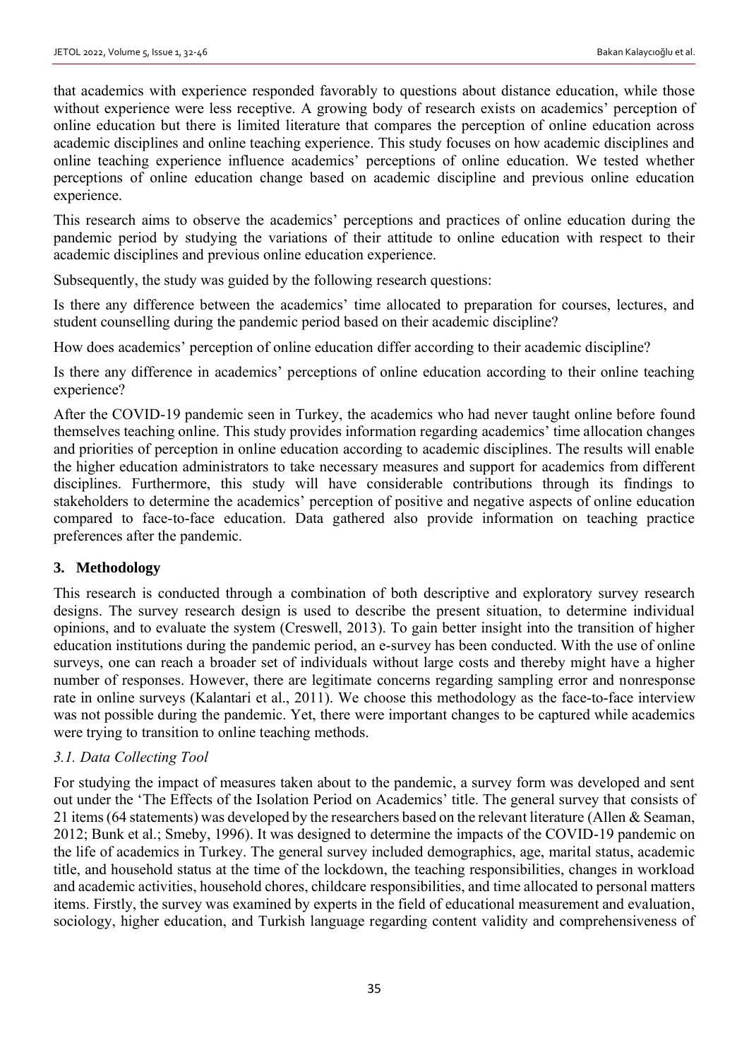that academics with experience responded favorably to questions about distance education, while those without experience were less receptive. A growing body of research exists on academics' perception of online education but there is limited literature that compares the perception of online education across academic disciplines and online teaching experience. This study focuses on how academic disciplines and online teaching experience influence academics' perceptions of online education. We tested whether perceptions of online education change based on academic discipline and previous online education experience.

This research aims to observe the academics' perceptions and practices of online education during the pandemic period by studying the variations of their attitude to online education with respect to their academic disciplines and previous online education experience.

Subsequently, the study was guided by the following research questions:

Is there any difference between the academics' time allocated to preparation for courses, lectures, and student counselling during the pandemic period based on their academic discipline?

How does academics' perception of online education differ according to their academic discipline?

Is there any difference in academics' perceptions of online education according to their online teaching experience?

After the COVID-19 pandemic seen in Turkey, the academics who had never taught online before found themselves teaching online. This study provides information regarding academics' time allocation changes and priorities of perception in online education according to academic disciplines. The results will enable the higher education administrators to take necessary measures and support for academics from different disciplines. Furthermore, this study will have considerable contributions through its findings to stakeholders to determine the academics' perception of positive and negative aspects of online education compared to face-to-face education. Data gathered also provide information on teaching practice preferences after the pandemic.

## 3. Methodology

This research is conducted through a combination of both descriptive and exploratory survey research designs. The survey research design is used to describe the present situation, to determine individual opinions, and to evaluate the system (Creswell, 2013). To gain better insight into the transition of higher education institutions during the pandemic period, an e-survey has been conducted. With the use of online surveys, one can reach a broader set of individuals without large costs and thereby might have a higher number of responses. However, there are legitimate concerns regarding sampling error and nonresponse rate in online surveys (Kalantari et al., 2011). We choose this methodology as the face-to-face interview was not possible during the pandemic. Yet, there were important changes to be captured while academics were trying to transition to online teaching methods.

### *3.1. Data Collecting Tool*

For studying the impact of measures taken about to the pandemic, a survey form was developed and sent out under the 'The Effects of the Isolation Period on Academics' title. The general survey that consists of 21 items (64 statements) was developed by the researchers based on the relevant literature (Allen & Seaman, 2012; Bunk et al.; Smeby, 1996). It was designed to determine the impacts of the COVID-19 pandemic on the life of academics in Turkey. The general survey included demographics, age, marital status, academic title, and household status at the time of the lockdown, the teaching responsibilities, changes in workload and academic activities, household chores, childcare responsibilities, and time allocated to personal matters items. Firstly, the survey was examined by experts in the field of educational measurement and evaluation, sociology, higher education, and Turkish language regarding content validity and comprehensiveness of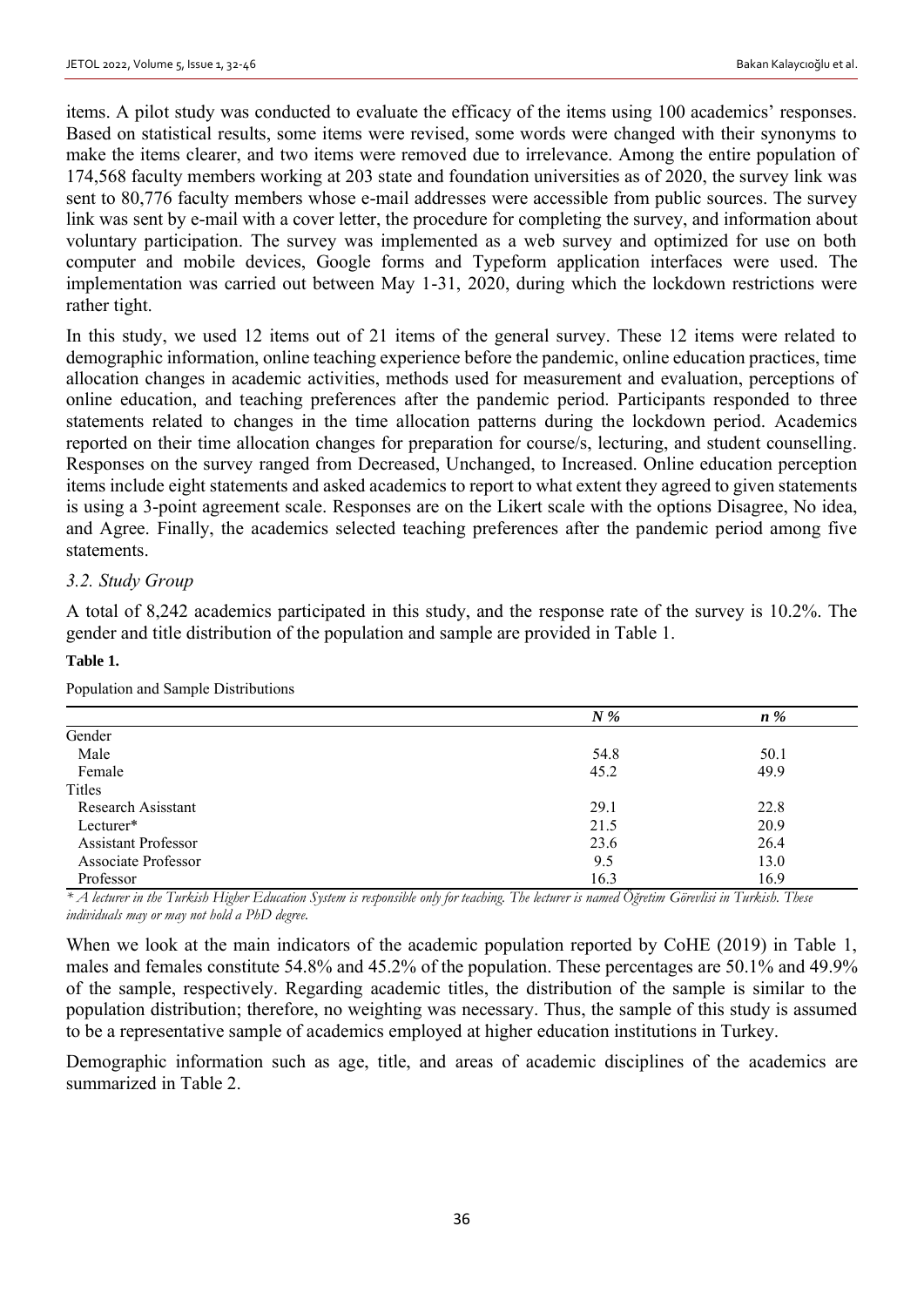items. A pilot study was conducted to evaluate the efficacy of the items using 100 academics' responses. Based on statistical results, some items were revised, some words were changed with their synonyms to make the items clearer, and two items were removed due to irrelevance. Among the entire population of 174,568 faculty members working at 203 state and foundation universities as of 2020, the survey link was sent to 80,776 faculty members whose e-mail addresses were accessible from public sources. The survey link was sent by e-mail with a cover letter, the procedure for completing the survey, and information about voluntary participation. The survey was implemented as a web survey and optimized for use on both computer and mobile devices, Google forms and Typeform application interfaces were used. The implementation was carried out between May 1-31, 2020, during which the lockdown restrictions were rather tight.

In this study, we used 12 items out of 21 items of the general survey. These 12 items were related to demographic information, online teaching experience before the pandemic, online education practices, time allocation changes in academic activities, methods used for measurement and evaluation, perceptions of online education, and teaching preferences after the pandemic period. Participants responded to three statements related to changes in the time allocation patterns during the lockdown period. Academics reported on their time allocation changes for preparation for course/s, lecturing, and student counselling. Responses on the survey ranged from Decreased, Unchanged, to Increased. Online education perception items include eight statements and asked academics to report to what extent they agreed to given statements is using a 3-point agreement scale. Responses are on the Likert scale with the options Disagree, No idea, and Agree. Finally, the academics selected teaching preferences after the pandemic period among five statements.

### *3.2. Study Group*

A total of 8,242 academics participated in this study, and the response rate of the survey is 10.2%. The gender and title distribution of the population and sample are provided in Table 1.

**Table 1.**

Population and Sample Distributions

| | *N %* | *n %* |
|---|---|---|
| Gender | | |
| Male | 54.8 | 50.1 |
| Female | 45.2 | 49.9 |
| Titles | | |
| Research Asisstant | 29.1 | 22.8 |
| Lecturer* | 21.5 | 20.9 |
| Assistant Professor | 23.6 | 26.4 |
| Associate Professor | 9.5 | 13.0 |
| Professor | 16.3 | 16.9 |

*\* A lecturer in the Turkish Higher Education System is responsible only for teaching. The lecturer is named Öğretim Görevlisi in Turkish. These individuals may or may not hold a PhD degree.*

When we look at the main indicators of the academic population reported by CoHE (2019) in Table 1, males and females constitute 54.8% and 45.2% of the population. These percentages are 50.1% and 49.9% of the sample, respectively. Regarding academic titles, the distribution of the sample is similar to the population distribution; therefore, no weighting was necessary. Thus, the sample of this study is assumed to be a representative sample of academics employed at higher education institutions in Turkey.

Demographic information such as age, title, and areas of academic disciplines of the academics are summarized in Table 2.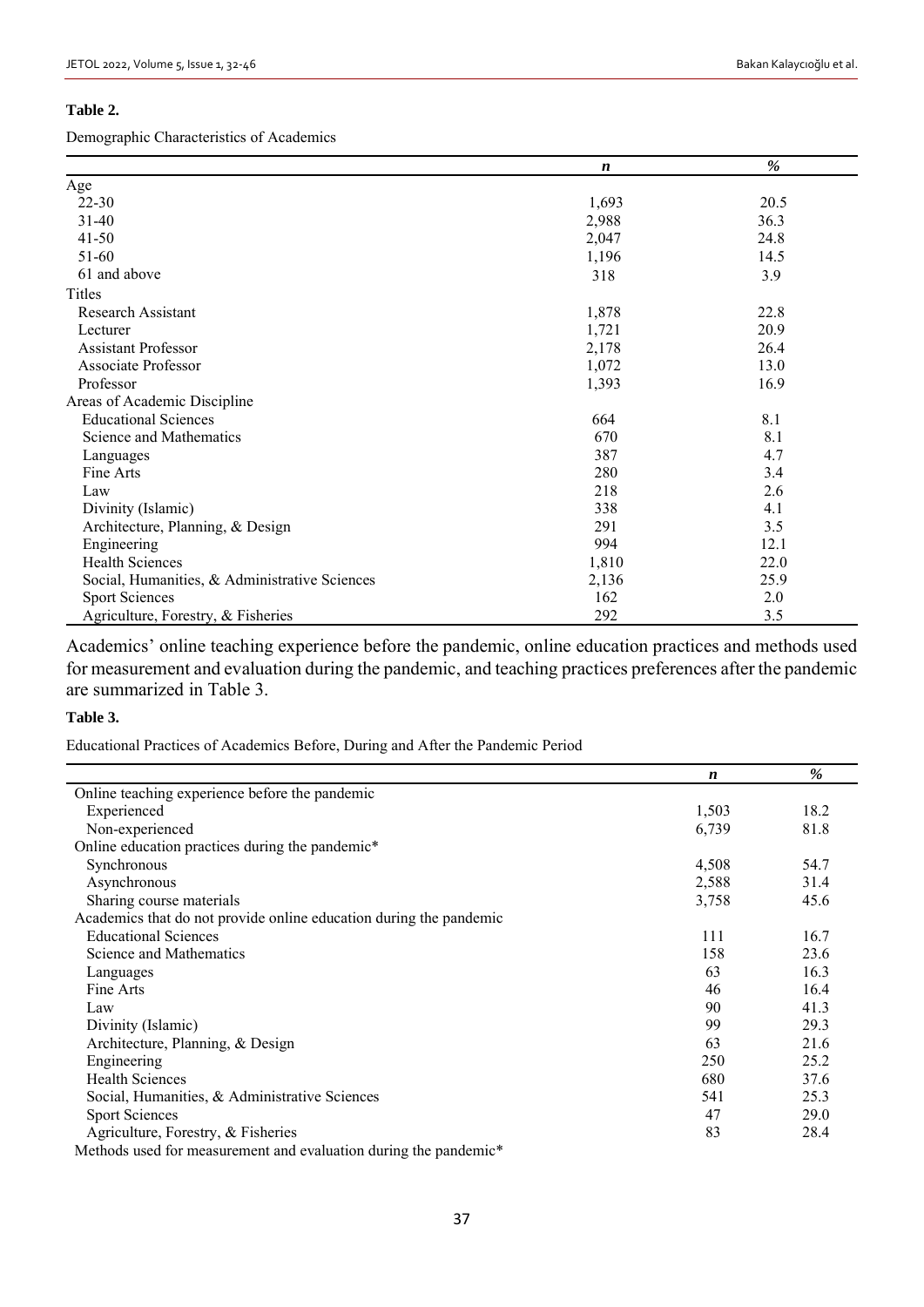**Table 2.**

Demographic Characteristics of Academics

| | ***n*** | ***%*** |
|---|---|---|
| Age | | |
| 22-30 | 1,693 | 20.5 |
| 31-40 | 2,988 | 36.3 |
| 41-50 | 2,047 | 24.8 |
| 51-60 | 1,196 | 14.5 |
| 61 and above | 318 | 3.9 |
| Titles | | |
| Research Assistant | 1,878 | 22.8 |
| Lecturer | 1,721 | 20.9 |
| Assistant Professor | 2,178 | 26.4 |
| Associate Professor | 1,072 | 13.0 |
| Professor | 1,393 | 16.9 |
| Areas of Academic Discipline | | |
| Educational Sciences | 664 | 8.1 |
| Science and Mathematics | 670 | 8.1 |
| Languages | 387 | 4.7 |
| Fine Arts | 280 | 3.4 |
| Law | 218 | 2.6 |
| Divinity (Islamic) | 338 | 4.1 |
| Architecture, Planning, & Design | 291 | 3.5 |
| Engineering | 994 | 12.1 |
| Health Sciences | 1,810 | 22.0 |
| Social, Humanities, & Administrative Sciences | 2,136 | 25.9 |
| Sport Sciences | 162 | 2.0 |
| Agriculture, Forestry, & Fisheries | 292 | 3.5 |

Academics' online teaching experience before the pandemic, online education practices and methods used for measurement and evaluation during the pandemic, and teaching practices preferences after the pandemic are summarized in Table 3.

**Table 3.**

Educational Practices of Academics Before, During and After the Pandemic Period

| | ***n*** | ***%*** |
|---|---|---|
| Online teaching experience before the pandemic | | |
| Experienced | 1,503 | 18.2 |
| Non-experienced | 6,739 | 81.8 |
| Online education practices during the pandemic* | | |
| Synchronous | 4,508 | 54.7 |
| Asynchronous | 2,588 | 31.4 |
| Sharing course materials | 3,758 | 45.6 |
| Academics that do not provide online education during the pandemic | | |
| Educational Sciences | 111 | 16.7 |
| Science and Mathematics | 158 | 23.6 |
| Languages | 63 | 16.3 |
| Fine Arts | 46 | 16.4 |
| Law | 90 | 41.3 |
| Divinity (Islamic) | 99 | 29.3 |
| Architecture, Planning, & Design | 63 | 21.6 |
| Engineering | 250 | 25.2 |
| Health Sciences | 680 | 37.6 |
| Social, Humanities, & Administrative Sciences | 541 | 25.3 |
| Sport Sciences | 47 | 29.0 |
| Agriculture, Forestry, & Fisheries | 83 | 28.4 |
| Methods used for measurement and evaluation during the pandemic* | | |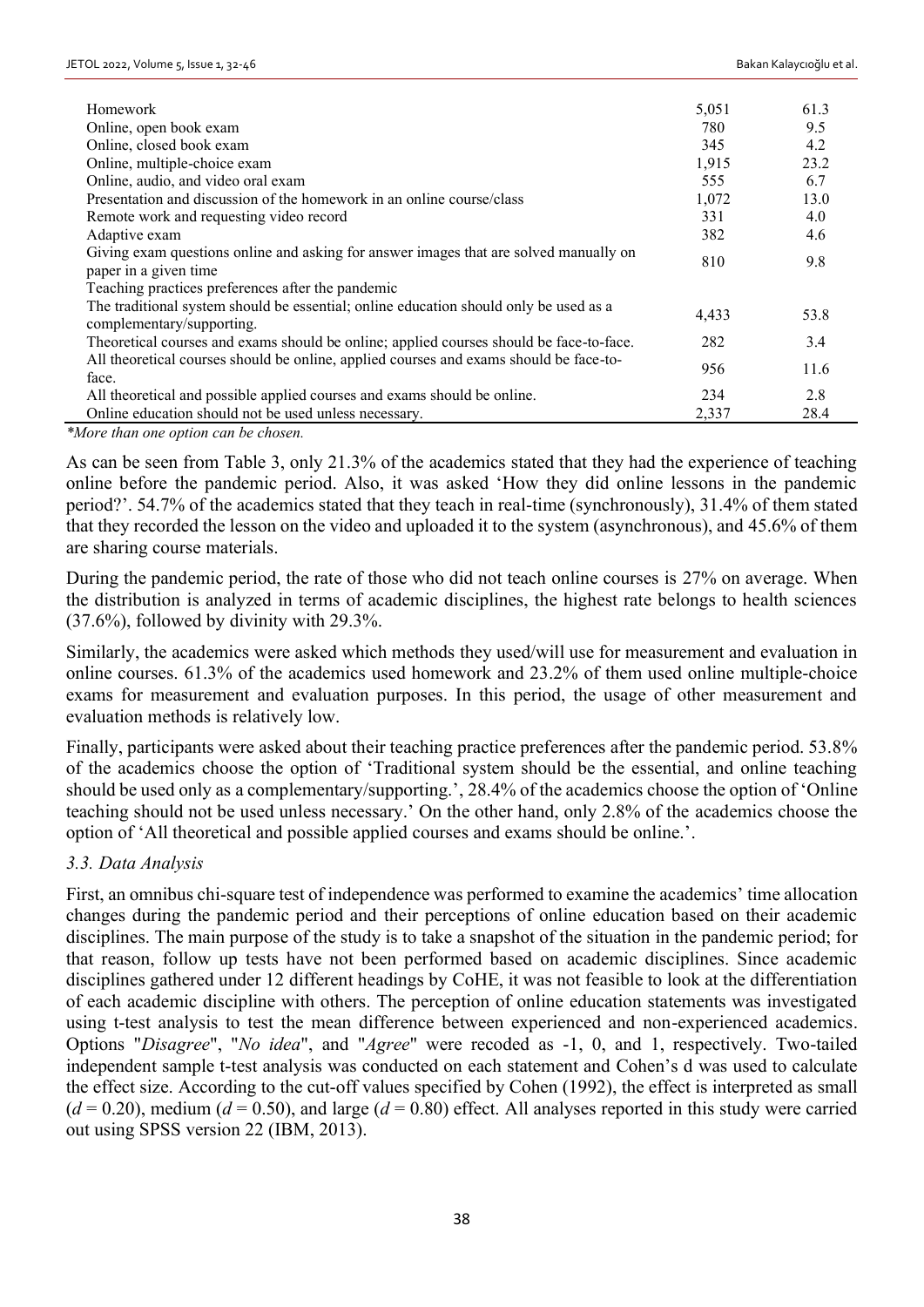| | | |
|---|---|---|
| Homework | 5,051 | 61.3 |
| Online, open book exam | 780 | 9.5 |
| Online, closed book exam | 345 | 4.2 |
| Online, multiple-choice exam | 1,915 | 23.2 |
| Online, audio, and video oral exam | 555 | 6.7 |
| Presentation and discussion of the homework in an online course/class | 1,072 | 13.0 |
| Remote work and requesting video record | 331 | 4.0 |
| Adaptive exam | 382 | 4.6 |
| Giving exam questions online and asking for answer images that are solved manually on paper in a given time | 810 | 9.8 |
| Teaching practices preferences after the pandemic | | |
| The traditional system should be essential; online education should only be used as a complementary/supporting. | 4,433 | 53.8 |
| Theoretical courses and exams should be online; applied courses should be face-to-face. | 282 | 3.4 |
| All theoretical courses should be online, applied courses and exams should be face-to-face. | 956 | 11.6 |
| All theoretical and possible applied courses and exams should be online. | 234 | 2.8 |
| Online education should not be used unless necessary. | 2,337 | 28.4 |

*\*More than one option can be chosen.*

As can be seen from Table 3, only 21.3% of the academics stated that they had the experience of teaching online before the pandemic period. Also, it was asked 'How they did online lessons in the pandemic period?'. 54.7% of the academics stated that they teach in real-time (synchronously), 31.4% of them stated that they recorded the lesson on the video and uploaded it to the system (asynchronous), and 45.6% of them are sharing course materials.

During the pandemic period, the rate of those who did not teach online courses is 27% on average. When the distribution is analyzed in terms of academic disciplines, the highest rate belongs to health sciences (37.6%), followed by divinity with 29.3%.

Similarly, the academics were asked which methods they used/will use for measurement and evaluation in online courses. 61.3% of the academics used homework and 23.2% of them used online multiple-choice exams for measurement and evaluation purposes. In this period, the usage of other measurement and evaluation methods is relatively low.

Finally, participants were asked about their teaching practice preferences after the pandemic period. 53.8% of the academics choose the option of 'Traditional system should be the essential, and online teaching should be used only as a complementary/supporting.', 28.4% of the academics choose the option of 'Online teaching should not be used unless necessary.' On the other hand, only 2.8% of the academics choose the option of 'All theoretical and possible applied courses and exams should be online.'.

### *3.3. Data Analysis*

First, an omnibus chi-square test of independence was performed to examine the academics' time allocation changes during the pandemic period and their perceptions of online education based on their academic disciplines. The main purpose of the study is to take a snapshot of the situation in the pandemic period; for that reason, follow up tests have not been performed based on academic disciplines. Since academic disciplines gathered under 12 different headings by CoHE, it was not feasible to look at the differentiation of each academic discipline with others. The perception of online education statements was investigated using t-test analysis to test the mean difference between experienced and non-experienced academics. Options "*Disagree*", "*No idea*", and "*Agree*" were recoded as -1, 0, and 1, respectively. Two-tailed independent sample t-test analysis was conducted on each statement and Cohen's d was used to calculate the effect size. According to the cut-off values specified by Cohen (1992), the effect is interpreted as small ($d = 0.20$), medium ($d = 0.50$), and large ($d = 0.80$) effect. All analyses reported in this study were carried out using SPSS version 22 (IBM, 2013).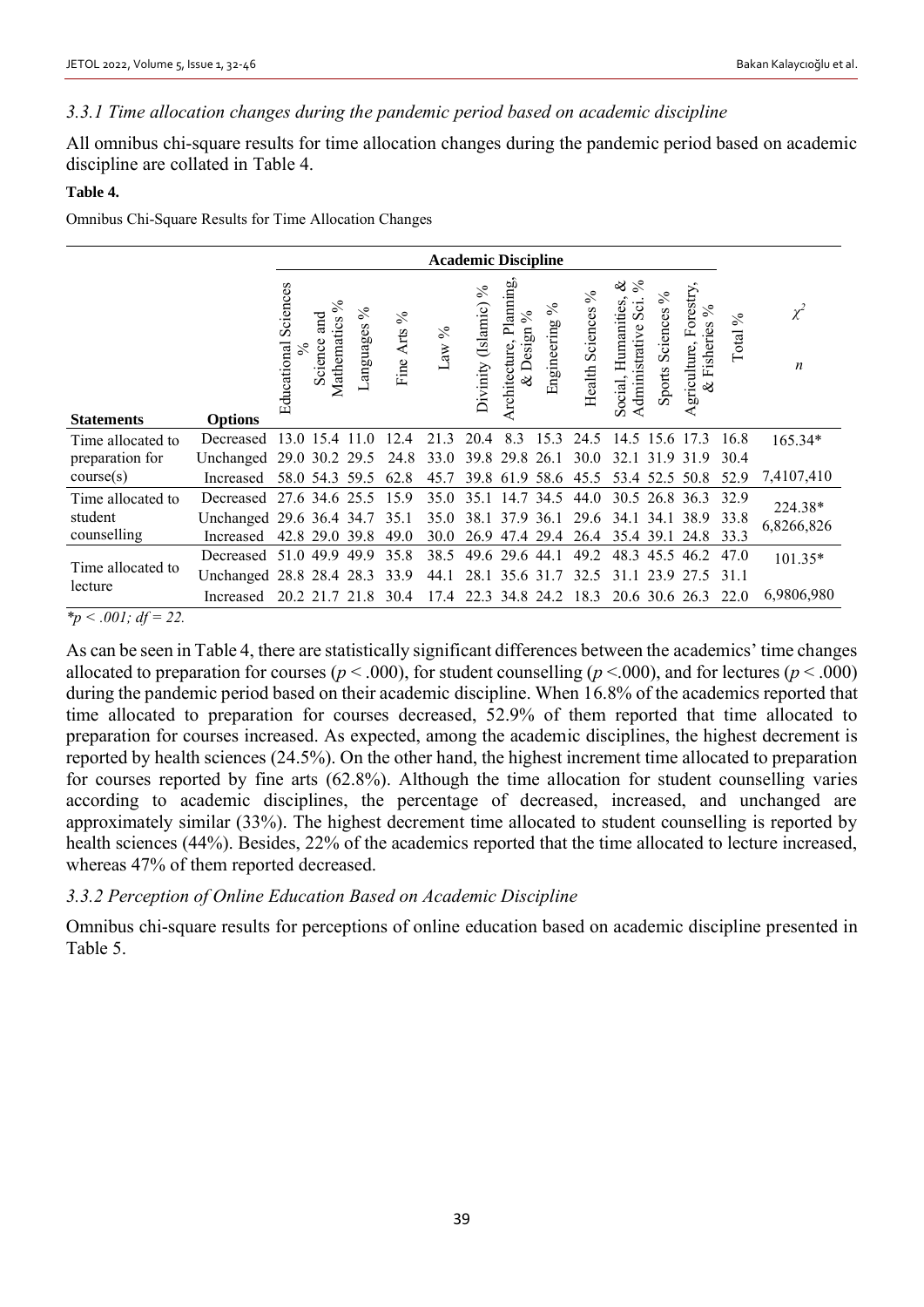### *3.3.1 Time allocation changes during the pandemic period based on academic discipline*

All omnibus chi-square results for time allocation changes during the pandemic period based on academic discipline are collated in Table 4.

**Table 4.**

Omnibus Chi-Square Results for Time Allocation Changes

| | | Academic Discipline | | | | | | | | | | | | | |
|---|---|---|---|---|---|---|---|---|---|---|---|---|---|---|---|
| **Statements** | **Options** | Educational Sciences % | Science and Mathematics % | Languages % | Fine Arts % | Law % | Divinity (Islamic) % | Architecture, Planning, & Design % | Engineering % | Health Sciences % | Social, Humanities, & Administrative Sci. % | Sports Sciences % | Agriculture, Forestry, & Fisheries % | Total % | $\chi^2$ <br> *n* |
| Time allocated to preparation for course(s) | Decreased | 13.0 | 15.4 | 11.0 | 12.4 | 21.3 | 20.4 | 8.3 | 15.3 | 24.5 | 14.5 | 15.6 | 17.3 | 16.8 | 165.34* |
| | Unchanged | 29.0 | 30.2 | 29.5 | 24.8 | 33.0 | 39.8 | 29.8 | 26.1 | 30.0 | 32.1 | 31.9 | 31.9 | 30.4 | |
| | Increased | 58.0 | 54.3 | 59.5 | 62.8 | 45.7 | 39.8 | 61.9 | 58.6 | 45.5 | 53.4 | 52.5 | 50.8 | 52.9 | 7,4107,410 |
| Time allocated to student counselling | Decreased | 27.6 | 34.6 | 25.5 | 15.9 | 35.0 | 35.1 | 14.7 | 34.5 | 44.0 | 30.5 | 26.8 | 36.3 | 32.9 | 224.38* <br> 6,8266,826 |
| | Unchanged | 29.6 | 36.4 | 34.7 | 35.1 | 35.0 | 38.1 | 37.9 | 36.1 | 29.6 | 34.1 | 34.1 | 38.9 | 33.8 | |
| | Increased | 42.8 | 29.0 | 39.8 | 49.0 | 30.0 | 26.9 | 47.4 | 29.4 | 26.4 | 35.4 | 39.1 | 24.8 | 33.3 | |
| Time allocated to lecture | Decreased | 51.0 | 49.9 | 49.9 | 35.8 | 38.5 | 49.6 | 29.6 | 44.1 | 49.2 | 48.3 | 45.5 | 46.2 | 47.0 | 101.35* |
| | Unchanged | 28.8 | 28.4 | 28.3 | 33.9 | 44.1 | 28.1 | 35.6 | 31.7 | 32.5 | 31.1 | 23.9 | 27.5 | 31.1 | |
| | Increased | 20.2 | 21.7 | 21.8 | 30.4 | 17.4 | 22.3 | 34.8 | 24.2 | 18.3 | 20.6 | 30.6 | 26.3 | 22.0 | 6,9806,980 |

**p* < .001; *df* = 22.*

As can be seen in Table 4, there are statistically significant differences between the academics' time changes allocated to preparation for courses ($p < .000$), for student counselling ($p < .000$), and for lectures ($p < .000$) during the pandemic period based on their academic discipline. When 16.8% of the academics reported that time allocated to preparation for courses decreased, 52.9% of them reported that time allocated to preparation for courses increased. As expected, among the academic disciplines, the highest decrement is reported by health sciences (24.5%). On the other hand, the highest increment time allocated to preparation for courses reported by fine arts (62.8%). Although the time allocation for student counselling varies according to academic disciplines, the percentage of decreased, increased, and unchanged are approximately similar (33%). The highest decrement time allocated to student counselling is reported by health sciences (44%). Besides, 22% of the academics reported that the time allocated to lecture increased, whereas 47% of them reported decreased.

### *3.3.2 Perception of Online Education Based on Academic Discipline*

Omnibus chi-square results for perceptions of online education based on academic discipline presented in Table 5.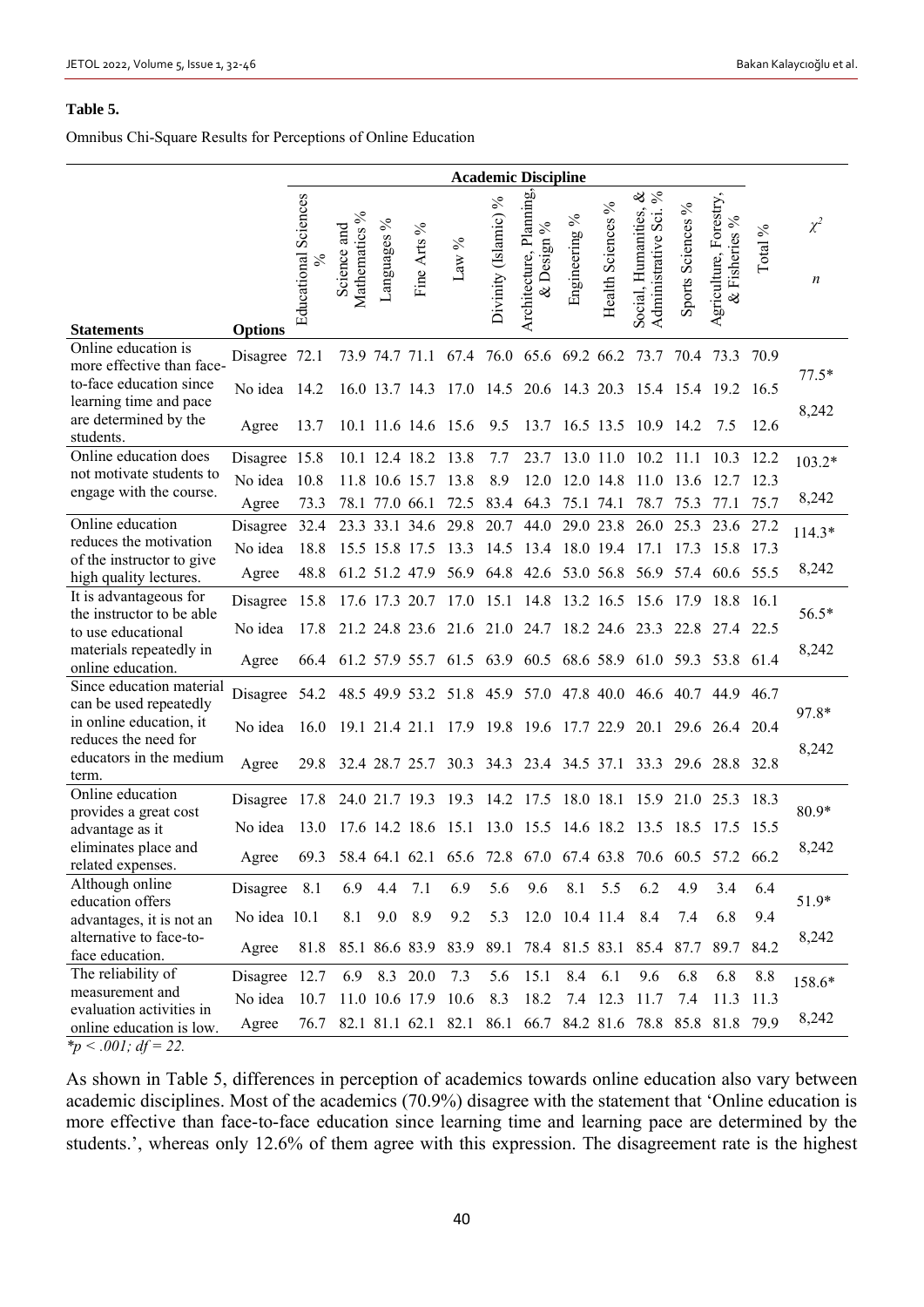**Table 5.**

Omnibus Chi-Square Results for Perceptions of Online Education

| Statements | Options | Educational Sciences % | Science and Mathematics % | Languages % | Fine Arts % | Law % | Divinity (Islamic) % | Architecture, Planning, & Design % | Engineering % | Health Sciences % | Social, Humanities, & Administrative Sci. % | Sports Sciences % | Agriculture, Forestry, & Fisheries % | Total % | $\chi^2$ / $n$ |
|---|---|---|---|---|---|---|---|---|---|---|---|---|---|---|---|
| Online education is more effective than face-to-face education since learning time and pace are determined by the students. | Disagree | 72.1 | 73.9 | 74.7 | 71.1 | 67.4 | 76.0 | 65.6 | 69.2 | 66.2 | 73.7 | 70.4 | 73.3 | 70.9 | 77.5* |
| | No idea | 14.2 | 16.0 | 13.7 | 14.3 | 17.0 | 14.5 | 20.6 | 14.3 | 20.3 | 15.4 | 15.4 | 19.2 | 16.5 | |
| | Agree | 13.7 | 10.1 | 11.6 | 14.6 | 15.6 | 9.5 | 13.7 | 16.5 | 13.5 | 10.9 | 14.2 | 7.5 | 12.6 | 8,242 |
| Online education does not motivate students to engage with the course. | Disagree | 15.8 | 10.1 | 12.4 | 18.2 | 13.8 | 7.7 | 23.7 | 13.0 | 11.0 | 10.2 | 11.1 | 10.3 | 12.2 | 103.2* |
| | No idea | 10.8 | 11.8 | 10.6 | 15.7 | 13.8 | 8.9 | 12.0 | 12.0 | 14.8 | 11.0 | 13.6 | 12.7 | 12.3 | |
| | Agree | 73.3 | 78.1 | 77.0 | 66.1 | 72.5 | 83.4 | 64.3 | 75.1 | 74.1 | 78.7 | 75.3 | 77.1 | 75.7 | 8,242 |
| Online education reduces the motivation of the instructor to give high quality lectures. | Disagree | 32.4 | 23.3 | 33.1 | 34.6 | 29.8 | 20.7 | 44.0 | 29.0 | 23.8 | 26.0 | 25.3 | 23.6 | 27.2 | 114.3* |
| | No idea | 18.8 | 15.5 | 15.8 | 17.5 | 13.3 | 14.5 | 13.4 | 18.0 | 19.4 | 17.1 | 17.3 | 15.8 | 17.3 | |
| | Agree | 48.8 | 61.2 | 51.2 | 47.9 | 56.9 | 64.8 | 42.6 | 53.0 | 56.8 | 56.9 | 57.4 | 60.6 | 55.5 | 8,242 |
| It is advantageous for the instructor to be able to use educational materials repeatedly in online education. | Disagree | 15.8 | 17.6 | 17.3 | 20.7 | 17.0 | 15.1 | 14.8 | 13.2 | 16.5 | 15.6 | 17.9 | 18.8 | 16.1 | 56.5* |
| | No idea | 17.8 | 21.2 | 24.8 | 23.6 | 21.6 | 21.0 | 24.7 | 18.2 | 24.6 | 23.3 | 22.8 | 27.4 | 22.5 | |
| | Agree | 66.4 | 61.2 | 57.9 | 55.7 | 61.5 | 63.9 | 60.5 | 68.6 | 58.9 | 61.0 | 59.3 | 53.8 | 61.4 | 8,242 |
| Since education material can be used repeatedly in online education, it reduces the need for educators in the medium term. | Disagree | 54.2 | 48.5 | 49.9 | 53.2 | 51.8 | 45.9 | 57.0 | 47.8 | 40.0 | 46.6 | 40.7 | 44.9 | 46.7 | 97.8* |
| | No idea | 16.0 | 19.1 | 21.4 | 21.1 | 17.9 | 19.8 | 19.6 | 17.7 | 22.9 | 20.1 | 29.6 | 26.4 | 20.4 | |
| | Agree | 29.8 | 32.4 | 28.7 | 25.7 | 30.3 | 34.3 | 23.4 | 34.5 | 37.1 | 33.3 | 29.6 | 28.8 | 32.8 | 8,242 |
| Online education provides a great cost advantage as it eliminates place and related expenses. | Disagree | 17.8 | 24.0 | 21.7 | 19.3 | 19.3 | 14.2 | 17.5 | 18.0 | 18.1 | 15.9 | 21.0 | 25.3 | 18.3 | 80.9* |
| | No idea | 13.0 | 17.6 | 14.2 | 18.6 | 15.1 | 13.0 | 15.5 | 14.6 | 18.2 | 13.5 | 18.5 | 17.5 | 15.5 | |
| | Agree | 69.3 | 58.4 | 64.1 | 62.1 | 65.6 | 72.8 | 67.0 | 67.4 | 63.8 | 70.6 | 60.5 | 57.2 | 66.2 | 8,242 |
| Although online education offers advantages, it is not an alternative to face-to-face education. | Disagree | 8.1 | 6.9 | 4.4 | 7.1 | 6.9 | 5.6 | 9.6 | 8.1 | 5.5 | 6.2 | 4.9 | 3.4 | 6.4 | 51.9* |
| | No idea | 10.1 | 8.1 | 9.0 | 8.9 | 9.2 | 5.3 | 12.0 | 10.4 | 11.4 | 8.4 | 7.4 | 6.8 | 9.4 | |
| | Agree | 81.8 | 85.1 | 86.6 | 83.9 | 83.9 | 89.1 | 78.4 | 81.5 | 83.1 | 85.4 | 87.7 | 89.7 | 84.2 | 8,242 |
| The reliability of measurement and evaluation activities in online education is low. | Disagree | 12.7 | 6.9 | 8.3 | 20.0 | 7.3 | 5.6 | 15.1 | 8.4 | 6.1 | 9.6 | 6.8 | 6.8 | 8.8 | 158.6* |
| | No idea | 10.7 | 11.0 | 10.6 | 17.9 | 10.6 | 8.3 | 18.2 | 7.4 | 12.3 | 11.7 | 7.4 | 11.3 | 11.3 | |
| | Agree | 76.7 | 82.1 | 81.1 | 62.1 | 82.1 | 86.1 | 66.7 | 84.2 | 81.6 | 78.8 | 85.8 | 81.8 | 79.9 | 8,242 |

*$^*p < .001$; $df = 22$.*

As shown in Table 5, differences in perception of academics towards online education also vary between academic disciplines. Most of the academics (70.9%) disagree with the statement that 'Online education is more effective than face-to-face education since learning time and learning pace are determined by the students.', whereas only 12.6% of them agree with this expression. The disagreement rate is the highest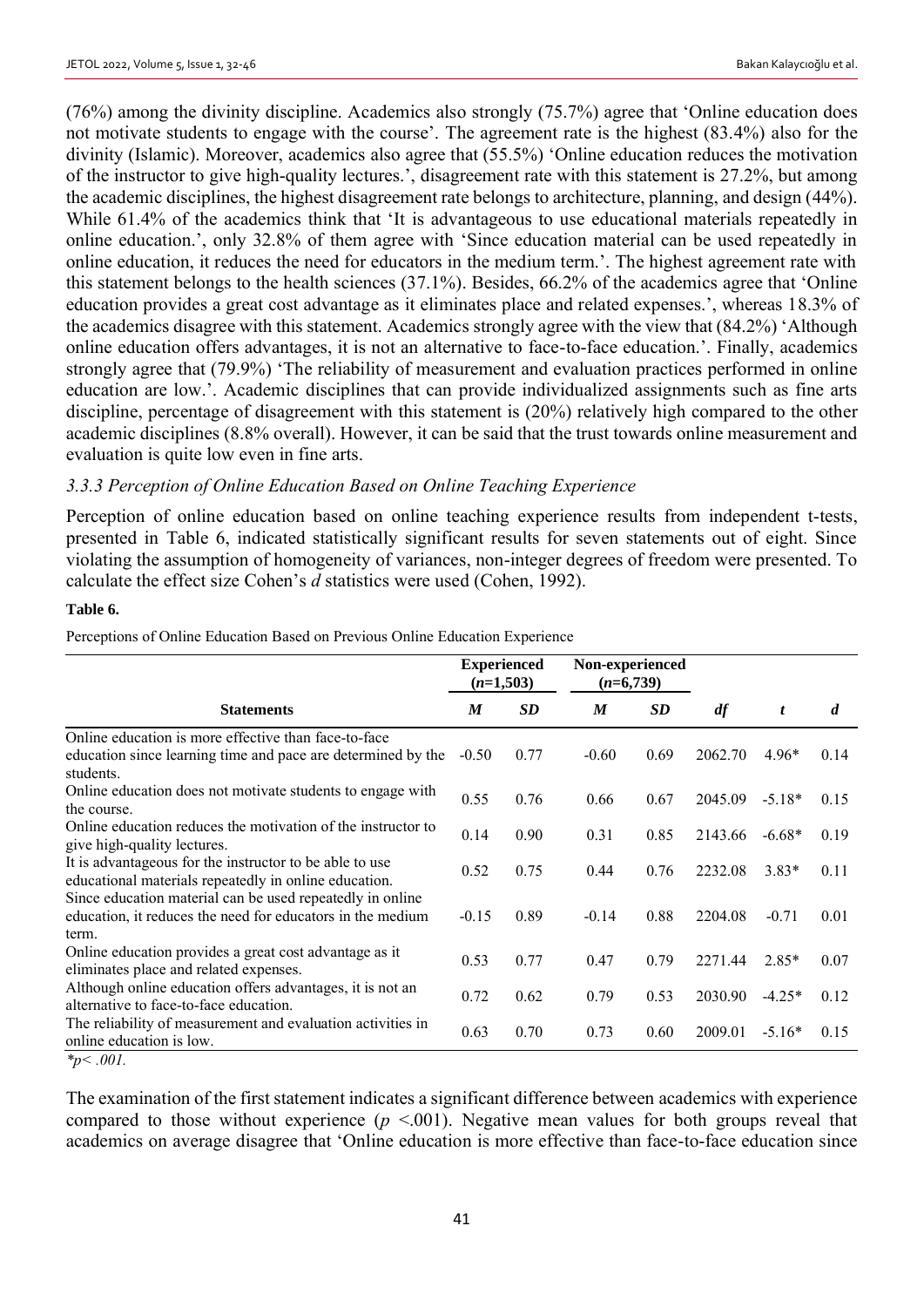(76%) among the divinity discipline. Academics also strongly (75.7%) agree that 'Online education does not motivate students to engage with the course'. The agreement rate is the highest (83.4%) also for the divinity (Islamic). Moreover, academics also agree that (55.5%) 'Online education reduces the motivation of the instructor to give high-quality lectures.', disagreement rate with this statement is 27.2%, but among the academic disciplines, the highest disagreement rate belongs to architecture, planning, and design (44%). While 61.4% of the academics think that 'It is advantageous to use educational materials repeatedly in online education.', only 32.8% of them agree with 'Since education material can be used repeatedly in online education, it reduces the need for educators in the medium term.'. The highest agreement rate with this statement belongs to the health sciences (37.1%). Besides, 66.2% of the academics agree that 'Online education provides a great cost advantage as it eliminates place and related expenses.', whereas 18.3% of the academics disagree with this statement. Academics strongly agree with the view that (84.2%) 'Although online education offers advantages, it is not an alternative to face-to-face education.'. Finally, academics strongly agree that (79.9%) 'The reliability of measurement and evaluation practices performed in online education are low.'. Academic disciplines that can provide individualized assignments such as fine arts discipline, percentage of disagreement with this statement is (20%) relatively high compared to the other academic disciplines (8.8% overall). However, it can be said that the trust towards online measurement and evaluation is quite low even in fine arts.

### *3.3.3 Perception of Online Education Based on Online Teaching Experience*

Perception of online education based on online teaching experience results from independent t-tests, presented in Table 6, indicated statistically significant results for seven statements out of eight. Since violating the assumption of homogeneity of variances, non-integer degrees of freedom were presented. To calculate the effect size Cohen's *d* statistics were used (Cohen, 1992).

**Table 6.**

Perceptions of Online Education Based on Previous Online Education Experience

| | **Experienced** (*n*=1,503) | | **Non-experienced** (*n*=6,739) | | | | |
|---|---|---|---|---|---|---|---|
| **Statements** | ***M*** | ***SD*** | ***M*** | ***SD*** | ***df*** | ***t*** | ***d*** |
| Online education is more effective than face-to-face education since learning time and pace are determined by the students. | -0.50 | 0.77 | -0.60 | 0.69 | 2062.70 | 4.96* | 0.14 |
| Online education does not motivate students to engage with the course. | 0.55 | 0.76 | 0.66 | 0.67 | 2045.09 | -5.18* | 0.15 |
| Online education reduces the motivation of the instructor to give high-quality lectures. | 0.14 | 0.90 | 0.31 | 0.85 | 2143.66 | -6.68* | 0.19 |
| It is advantageous for the instructor to be able to use educational materials repeatedly in online education. | 0.52 | 0.75 | 0.44 | 0.76 | 2232.08 | 3.83* | 0.11 |
| Since education material can be used repeatedly in online education, it reduces the need for educators in the medium term. | -0.15 | 0.89 | -0.14 | 0.88 | 2204.08 | -0.71 | 0.01 |
| Online education provides a great cost advantage as it eliminates place and related expenses. | 0.53 | 0.77 | 0.47 | 0.79 | 2271.44 | 2.85* | 0.07 |
| Although online education offers advantages, it is not an alternative to face-to-face education. | 0.72 | 0.62 | 0.79 | 0.53 | 2030.90 | -4.25* | 0.12 |
| The reliability of measurement and evaluation activities in online education is low. | 0.63 | 0.70 | 0.73 | 0.60 | 2009.01 | -5.16* | 0.15 |

*$^*p < .001$.*

The examination of the first statement indicates a significant difference between academics with experience compared to those without experience ($p < .001$). Negative mean values for both groups reveal that academics on average disagree that 'Online education is more effective than face-to-face education since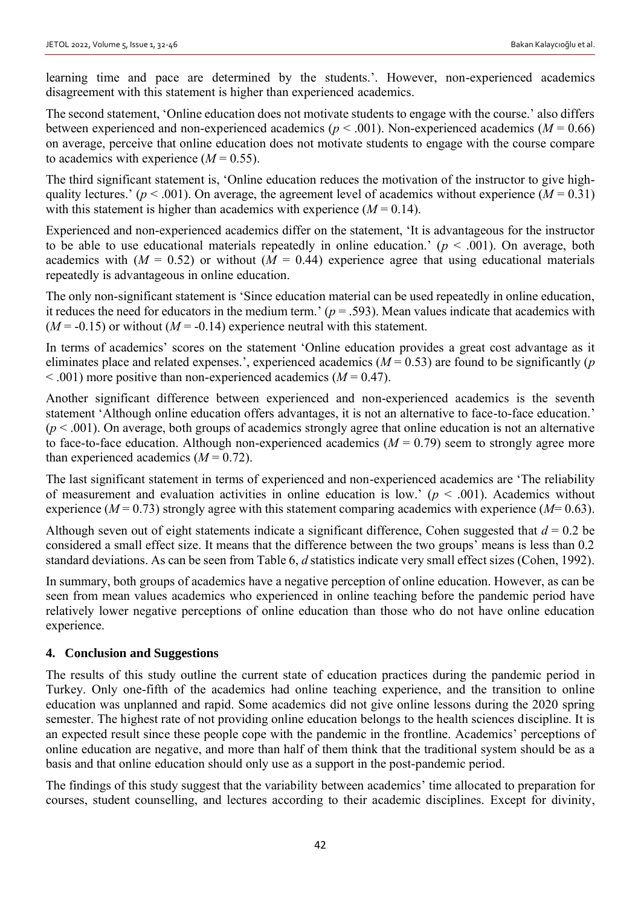learning time and pace are determined by the students.'. However, non-experienced academics disagreement with this statement is higher than experienced academics.

The second statement, 'Online education does not motivate students to engage with the course.' also differs between experienced and non-experienced academics ($p < .001$). Non-experienced academics ($M = 0.66$) on average, perceive that online education does not motivate students to engage with the course compare to academics with experience ($M = 0.55$).

The third significant statement is, 'Online education reduces the motivation of the instructor to give high-quality lectures.' ($p < .001$). On average, the agreement level of academics without experience ($M = 0.31$) with this statement is higher than academics with experience ($M = 0.14$).

Experienced and non-experienced academics differ on the statement, 'It is advantageous for the instructor to be able to use educational materials repeatedly in online education.' ($p < .001$). On average, both academics with ($M = 0.52$) or without ($M = 0.44$) experience agree that using educational materials repeatedly is advantageous in online education.

The only non-significant statement is 'Since education material can be used repeatedly in online education, it reduces the need for educators in the medium term.' ($p = .593$). Mean values indicate that academics with ($M = -0.15$) or without ($M = -0.14$) experience neutral with this statement.

In terms of academics' scores on the statement 'Online education provides a great cost advantage as it eliminates place and related expenses.', experienced academics ($M = 0.53$) are found to be significantly ($p < .001$) more positive than non-experienced academics ($M = 0.47$).

Another significant difference between experienced and non-experienced academics is the seventh statement 'Although online education offers advantages, it is not an alternative to face-to-face education.' ($p < .001$). On average, both groups of academics strongly agree that online education is not an alternative to face-to-face education. Although non-experienced academics ($M = 0.79$) seem to strongly agree more than experienced academics ($M = 0.72$).

The last significant statement in terms of experienced and non-experienced academics are 'The reliability of measurement and evaluation activities in online education is low.' ($p < .001$). Academics without experience ($M = 0.73$) strongly agree with this statement comparing academics with experience ($M = 0.63$).

Although seven out of eight statements indicate a significant difference, Cohen suggested that $d = 0.2$ be considered a small effect size. It means that the difference between the two groups' means is less than 0.2 standard deviations. As can be seen from Table 6, $d$ statistics indicate very small effect sizes (Cohen, 1992).

In summary, both groups of academics have a negative perception of online education. However, as can be seen from mean values academics who experienced in online teaching before the pandemic period have relatively lower negative perceptions of online education than those who do not have online education experience.

## 4. Conclusion and Suggestions

The results of this study outline the current state of education practices during the pandemic period in Turkey. Only one-fifth of the academics had online teaching experience, and the transition to online education was unplanned and rapid. Some academics did not give online lessons during the 2020 spring semester. The highest rate of not providing online education belongs to the health sciences discipline. It is an expected result since these people cope with the pandemic in the frontline. Academics' perceptions of online education are negative, and more than half of them think that the traditional system should be as a basis and that online education should only use as a support in the post-pandemic period.

The findings of this study suggest that the variability between academics' time allocated to preparation for courses, student counselling, and lectures according to their academic disciplines. Except for divinity,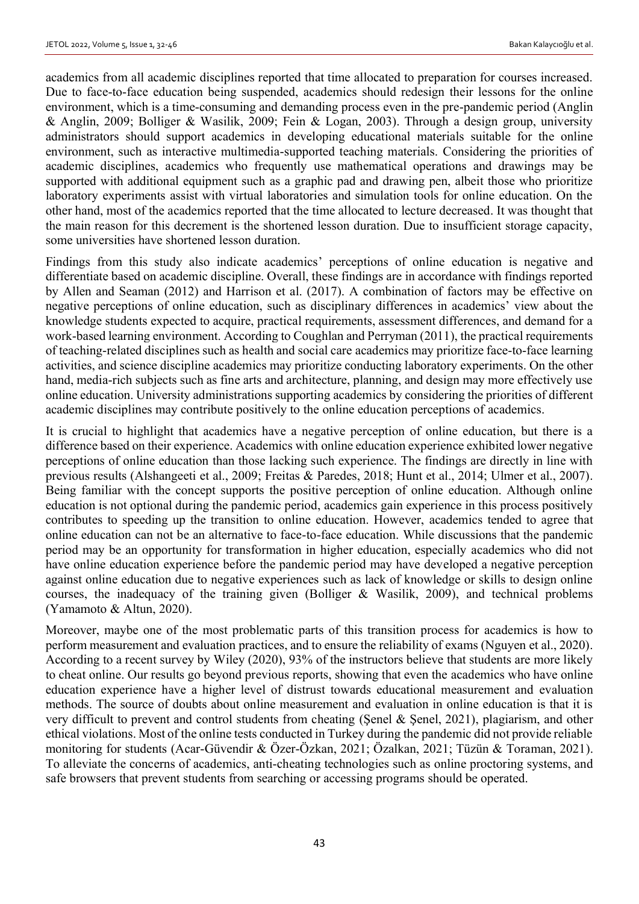academics from all academic disciplines reported that time allocated to preparation for courses increased. Due to face-to-face education being suspended, academics should redesign their lessons for the online environment, which is a time-consuming and demanding process even in the pre-pandemic period (Anglin & Anglin, 2009; Bolliger & Wasilik, 2009; Fein & Logan, 2003). Through a design group, university administrators should support academics in developing educational materials suitable for the online environment, such as interactive multimedia-supported teaching materials. Considering the priorities of academic disciplines, academics who frequently use mathematical operations and drawings may be supported with additional equipment such as a graphic pad and drawing pen, albeit those who prioritize laboratory experiments assist with virtual laboratories and simulation tools for online education. On the other hand, most of the academics reported that the time allocated to lecture decreased. It was thought that the main reason for this decrement is the shortened lesson duration. Due to insufficient storage capacity, some universities have shortened lesson duration.

Findings from this study also indicate academics' perceptions of online education is negative and differentiate based on academic discipline. Overall, these findings are in accordance with findings reported by Allen and Seaman (2012) and Harrison et al. (2017). A combination of factors may be effective on negative perceptions of online education, such as disciplinary differences in academics' view about the knowledge students expected to acquire, practical requirements, assessment differences, and demand for a work-based learning environment. According to Coughlan and Perryman (2011), the practical requirements of teaching-related disciplines such as health and social care academics may prioritize face-to-face learning activities, and science discipline academics may prioritize conducting laboratory experiments. On the other hand, media-rich subjects such as fine arts and architecture, planning, and design may more effectively use online education. University administrations supporting academics by considering the priorities of different academic disciplines may contribute positively to the online education perceptions of academics.

It is crucial to highlight that academics have a negative perception of online education, but there is a difference based on their experience. Academics with online education experience exhibited lower negative perceptions of online education than those lacking such experience. The findings are directly in line with previous results (Alshangeeti et al., 2009; Freitas & Paredes, 2018; Hunt et al., 2014; Ulmer et al., 2007). Being familiar with the concept supports the positive perception of online education. Although online education is not optional during the pandemic period, academics gain experience in this process positively contributes to speeding up the transition to online education. However, academics tended to agree that online education can not be an alternative to face-to-face education. While discussions that the pandemic period may be an opportunity for transformation in higher education, especially academics who did not have online education experience before the pandemic period may have developed a negative perception against online education due to negative experiences such as lack of knowledge or skills to design online courses, the inadequacy of the training given (Bolliger & Wasilik, 2009), and technical problems (Yamamoto & Altun, 2020).

Moreover, maybe one of the most problematic parts of this transition process for academics is how to perform measurement and evaluation practices, and to ensure the reliability of exams (Nguyen et al., 2020). According to a recent survey by Wiley (2020), 93% of the instructors believe that students are more likely to cheat online. Our results go beyond previous reports, showing that even the academics who have online education experience have a higher level of distrust towards educational measurement and evaluation methods. The source of doubts about online measurement and evaluation in online education is that it is very difficult to prevent and control students from cheating (Şenel & Şenel, 2021), plagiarism, and other ethical violations. Most of the online tests conducted in Turkey during the pandemic did not provide reliable monitoring for students (Acar-Güvendir & Özer-Özkan, 2021; Özalkan, 2021; Tüzün & Toraman, 2021). To alleviate the concerns of academics, anti-cheating technologies such as online proctoring systems, and safe browsers that prevent students from searching or accessing programs should be operated.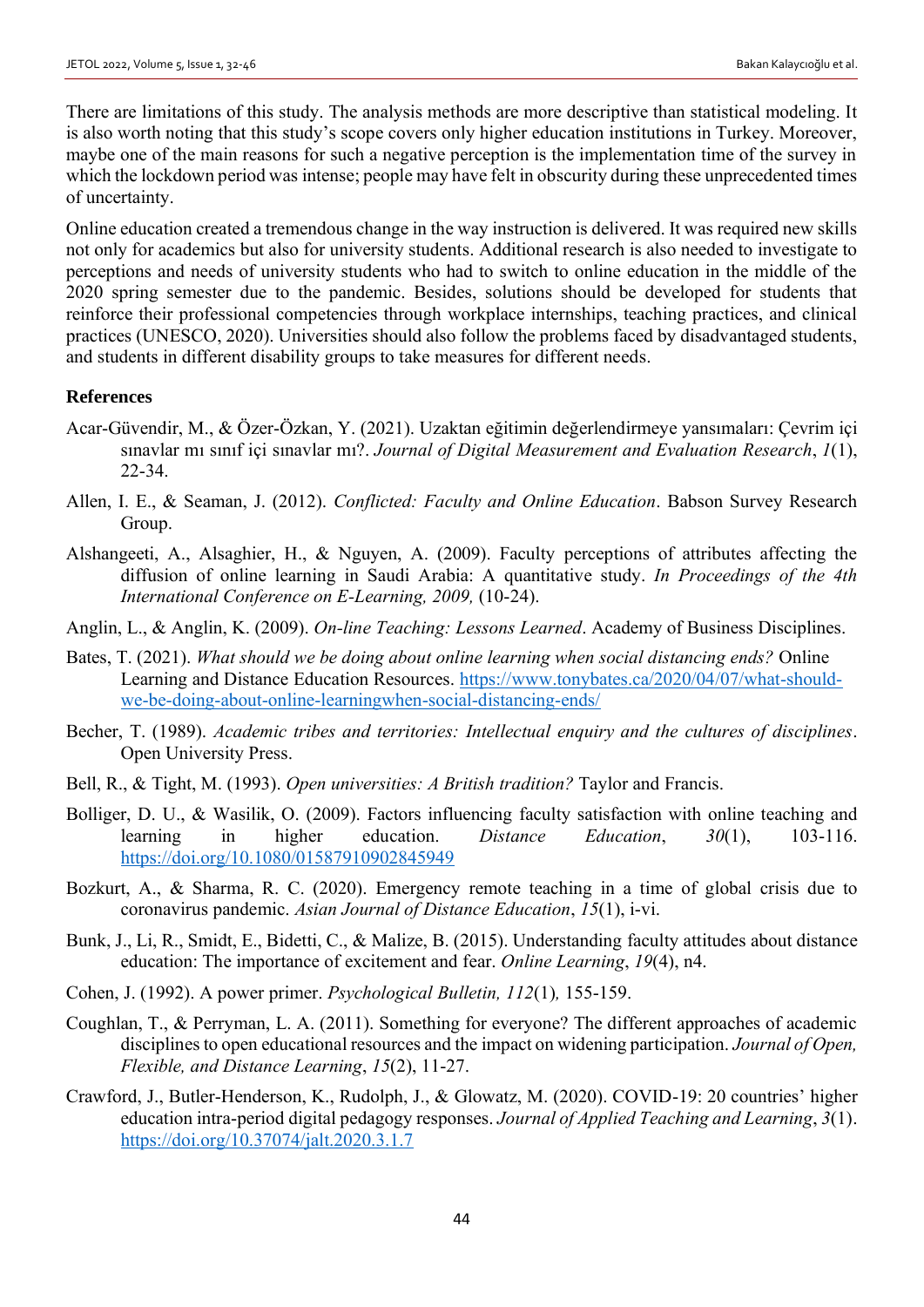There are limitations of this study. The analysis methods are more descriptive than statistical modeling. It is also worth noting that this study's scope covers only higher education institutions in Turkey. Moreover, maybe one of the main reasons for such a negative perception is the implementation time of the survey in which the lockdown period was intense; people may have felt in obscurity during these unprecedented times of uncertainty.

Online education created a tremendous change in the way instruction is delivered. It was required new skills not only for academics but also for university students. Additional research is also needed to investigate to perceptions and needs of university students who had to switch to online education in the middle of the 2020 spring semester due to the pandemic. Besides, solutions should be developed for students that reinforce their professional competencies through workplace internships, teaching practices, and clinical practices (UNESCO, 2020). Universities should also follow the problems faced by disadvantaged students, and students in different disability groups to take measures for different needs.

## References

Acar-Güvendir, M., & Özer-Özkan, Y. (2021). Uzaktan eğitimin değerlendirmeye yansımaları: Çevrim içi sınavlar mı sınıf içi sınavlar mı?. *Journal of Digital Measurement and Evaluation Research*, *1*(1), 22-34.

Allen, I. E., & Seaman, J. (2012). *Conflicted: Faculty and Online Education*. Babson Survey Research Group.

Alshangeeti, A., Alsaghier, H., & Nguyen, A. (2009). Faculty perceptions of attributes affecting the diffusion of online learning in Saudi Arabia: A quantitative study. *In Proceedings of the 4th International Conference on E-Learning, 2009,* (10-24).

Anglin, L., & Anglin, K. (2009). *On-line Teaching: Lessons Learned*. Academy of Business Disciplines.

Bates, T. (2021). *What should we be doing about online learning when social distancing ends?* Online Learning and Distance Education Resources. https://www.tonybates.ca/2020/04/07/what-should-we-be-doing-about-online-learningwhen-social-distancing-ends/

Becher, T. (1989). *Academic tribes and territories: Intellectual enquiry and the cultures of disciplines*. Open University Press.

Bell, R., & Tight, M. (1993). *Open universities: A British tradition?* Taylor and Francis.

Bolliger, D. U., & Wasilik, O. (2009). Factors influencing faculty satisfaction with online teaching and learning in higher education. *Distance Education*, *30*(1), 103-116. https://doi.org/10.1080/01587910902845949

Bozkurt, A., & Sharma, R. C. (2020). Emergency remote teaching in a time of global crisis due to coronavirus pandemic. *Asian Journal of Distance Education*, *15*(1), i-vi.

Bunk, J., Li, R., Smidt, E., Bidetti, C., & Malize, B. (2015). Understanding faculty attitudes about distance education: The importance of excitement and fear. *Online Learning*, *19*(4), n4.

Cohen, J. (1992). A power primer. *Psychological Bulletin, 112*(1)*,* 155-159.

Coughlan, T., & Perryman, L. A. (2011). Something for everyone? The different approaches of academic disciplines to open educational resources and the impact on widening participation. *Journal of Open, Flexible, and Distance Learning*, *15*(2), 11-27.

Crawford, J., Butler-Henderson, K., Rudolph, J., & Glowatz, M. (2020). COVID-19: 20 countries' higher education intra-period digital pedagogy responses. *Journal of Applied Teaching and Learning*, *3*(1). https://doi.org/10.37074/jalt.2020.3.1.7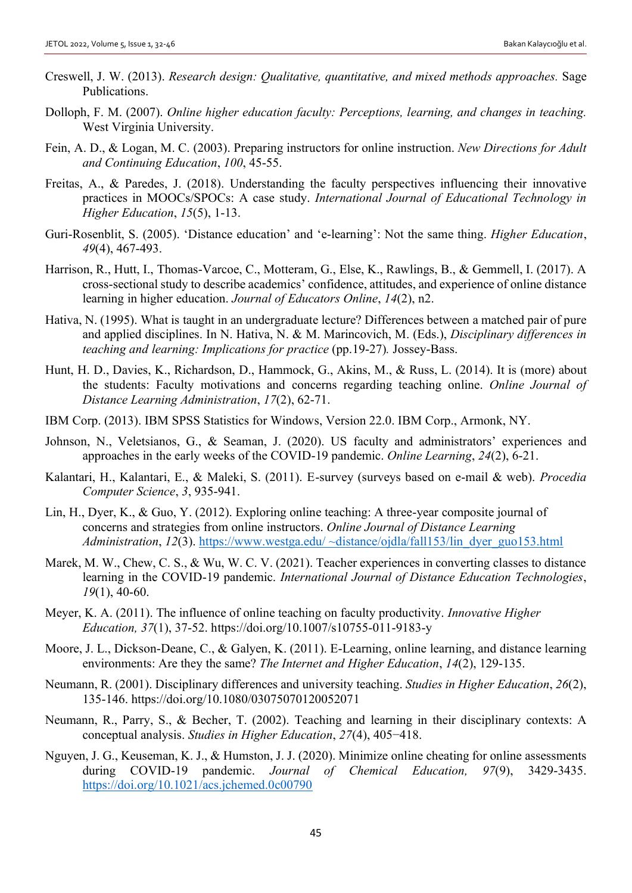Creswell, J. W. (2013). *Research design: Qualitative, quantitative, and mixed methods approaches.* Sage Publications.

Dolloph, F. M. (2007). *Online higher education faculty: Perceptions, learning, and changes in teaching.* West Virginia University.

Fein, A. D., & Logan, M. C. (2003). Preparing instructors for online instruction. *New Directions for Adult and Continuing Education*, *100*, 45-55.

Freitas, A., & Paredes, J. (2018). Understanding the faculty perspectives influencing their innovative practices in MOOCs/SPOCs: A case study. *International Journal of Educational Technology in Higher Education*, *15*(5), 1-13.

Guri-Rosenblit, S. (2005). 'Distance education' and 'e-learning': Not the same thing. *Higher Education*, *49*(4), 467-493.

Harrison, R., Hutt, I., Thomas-Varcoe, C., Motteram, G., Else, K., Rawlings, B., & Gemmell, I. (2017). A cross-sectional study to describe academics' confidence, attitudes, and experience of online distance learning in higher education. *Journal of Educators Online*, *14*(2), n2.

Hativa, N. (1995). What is taught in an undergraduate lecture? Differences between a matched pair of pure and applied disciplines. In N. Hativa, N. & M. Marincovich, M. (Eds.), *Disciplinary differences in teaching and learning: Implications for practice* (pp.19-27)*.* Jossey-Bass.

Hunt, H. D., Davies, K., Richardson, D., Hammock, G., Akins, M., & Russ, L. (2014). It is (more) about the students: Faculty motivations and concerns regarding teaching online. *Online Journal of Distance Learning Administration*, *17*(2), 62-71.

IBM Corp. (2013). IBM SPSS Statistics for Windows, Version 22.0. IBM Corp., Armonk, NY.

Johnson, N., Veletsianos, G., & Seaman, J. (2020). US faculty and administrators' experiences and approaches in the early weeks of the COVID-19 pandemic. *Online Learning*, *24*(2), 6-21.

Kalantari, H., Kalantari, E., & Maleki, S. (2011). E-survey (surveys based on e-mail & web). *Procedia Computer Science*, *3*, 935-941.

Lin, H., Dyer, K., & Guo, Y. (2012). Exploring online teaching: A three-year composite journal of concerns and strategies from online instructors. *Online Journal of Distance Learning Administration*, *12*(3). https://www.westga.edu/ ~distance/ojdla/fall153/lin_dyer_guo153.html

Marek, M. W., Chew, C. S., & Wu, W. C. V. (2021). Teacher experiences in converting classes to distance learning in the COVID-19 pandemic. *International Journal of Distance Education Technologies*, *19*(1), 40-60.

Meyer, K. A. (2011). The influence of online teaching on faculty productivity. *Innovative Higher Education, 37*(1), 37-52. https://doi.org/10.1007/s10755-011-9183-y

Moore, J. L., Dickson-Deane, C., & Galyen, K. (2011). E-Learning, online learning, and distance learning environments: Are they the same? *The Internet and Higher Education*, *14*(2), 129-135.

Neumann, R. (2001). Disciplinary differences and university teaching. *Studies in Higher Education*, *26*(2), 135-146. https://doi.org/10.1080/03075070120052071

Neumann, R., Parry, S., & Becher, T. (2002). Teaching and learning in their disciplinary contexts: A conceptual analysis. *Studies in Higher Education*, *27*(4), 405−418.

Nguyen, J. G., Keuseman, K. J., & Humston, J. J. (2020). Minimize online cheating for online assessments during COVID-19 pandemic. *Journal of Chemical Education, 97*(9), 3429-3435. https://doi.org/10.1021/acs.jchemed.0c00790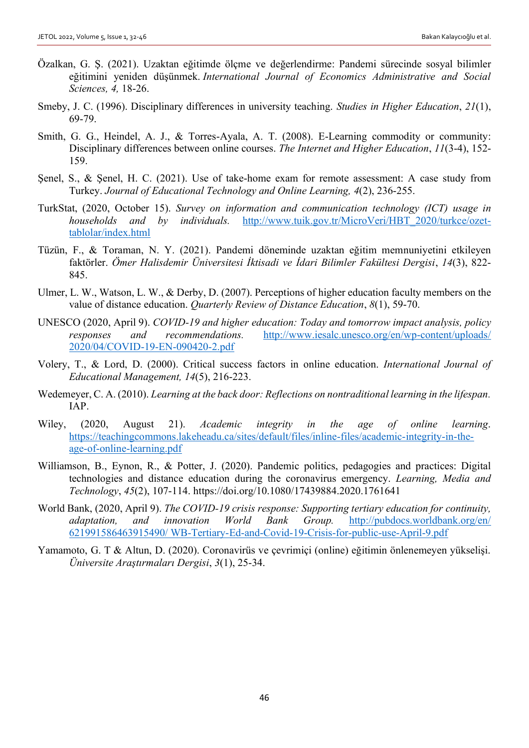Özalkan, G. Ş. (2021). Uzaktan eğitimde ölçme ve değerlendirme: Pandemi sürecinde sosyal bilimler eğitimini yeniden düşünmek. *International Journal of Economics Administrative and Social Sciences, 4,* 18-26.

Smeby, J. C. (1996). Disciplinary differences in university teaching. *Studies in Higher Education*, *21*(1), 69-79.

Smith, G. G., Heindel, A. J., & Torres-Ayala, A. T. (2008). E-Learning commodity or community: Disciplinary differences between online courses. *The Internet and Higher Education*, *11*(3-4), 152-159.

Şenel, S., & Şenel, H. C. (2021). Use of take-home exam for remote assessment: A case study from Turkey. *Journal of Educational Technology and Online Learning, 4*(2), 236-255.

TurkStat, (2020, October 15). *Survey on information and communication technology (ICT) usage in households and by individuals.* http://www.tuik.gov.tr/MicroVeri/HBT_2020/turkce/ozet-tablolar/index.html

Tüzün, F., & Toraman, N. Y. (2021). Pandemi döneminde uzaktan eğitim memnuniyetini etkileyen faktörler. *Ömer Halisdemir Üniversitesi İktisadi ve İdari Bilimler Fakültesi Dergisi*, *14*(3), 822-845.

Ulmer, L. W., Watson, L. W., & Derby, D. (2007). Perceptions of higher education faculty members on the value of distance education. *Quarterly Review of Distance Education*, *8*(1), 59-70.

UNESCO (2020, April 9). *COVID-19 and higher education: Today and tomorrow impact analysis, policy responses and recommendations.* http://www.iesalc.unesco.org/en/wp-content/uploads/2020/04/COVID-19-EN-090420-2.pdf

Volery, T., & Lord, D. (2000). Critical success factors in online education. *International Journal of Educational Management, 14*(5), 216-223.

Wedemeyer, C. A. (2010). *Learning at the back door: Reflections on nontraditional learning in the lifespan*. IAP.

Wiley, (2020, August 21). *Academic integrity in the age of online learning*. https://teachingcommons.lakeheadu.ca/sites/default/files/inline-files/academic-integrity-in-the-age-of-online-learning.pdf

Williamson, B., Eynon, R., & Potter, J. (2020). Pandemic politics, pedagogies and practices: Digital technologies and distance education during the coronavirus emergency. *Learning, Media and Technology*, *45*(2), 107-114. https://doi.org/10.1080/17439884.2020.1761641

World Bank, (2020, April 9). *The COVID-19 crisis response: Supporting tertiary education for continuity, adaptation, and innovation World Bank Group.* http://pubdocs.worldbank.org/en/621991586463915490/ WB-Tertiary-Ed-and-Covid-19-Crisis-for-public-use-April-9.pdf

Yamamoto, G. T & Altun, D. (2020). Coronavirüs ve çevrimiçi (online) eğitimin önlenemeyen yükselişi. *Üniversite Araştırmaları Dergisi*, *3*(1), 25-34.